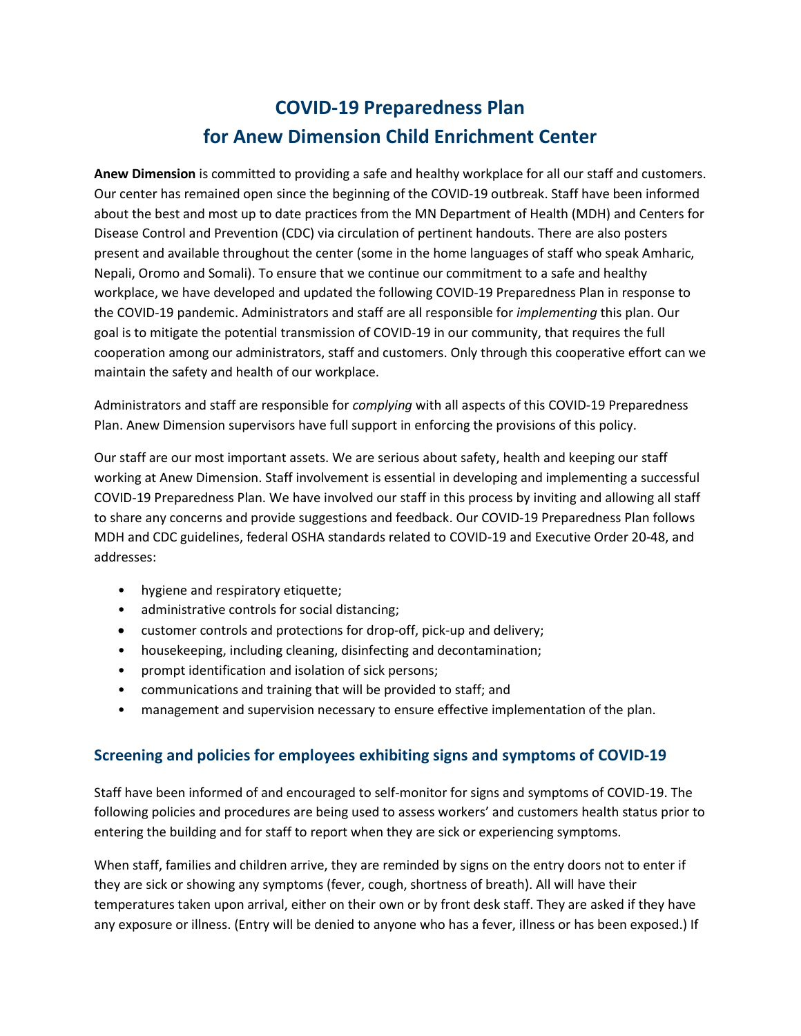# COVID-19 Preparedness Plan for Anew Dimension Child Enrichment Center

**Anew Dimension** is committed to providing a safe and healthy workplace for all our staff and customers. Our center has remained open since the beginning of the COVID-19 outbreak. Staff have been informed about the best and most up to date practices from the MN Department of Health (MDH) and Centers for Disease Control and Prevention (CDC) via circulation of pertinent handouts. There are also posters present and available throughout the center (some in the home languages of staff who speak Amharic, Nepali, Oromo and Somali). To ensure that we continue our commitment to a safe and healthy workplace, we have developed and updated the following COVID-19 Preparedness Plan in response to the COVID-19 pandemic. Administrators and staff are all responsible for *implementing* this plan. Our goal is to mitigate the potential transmission of COVID-19 in our community, that requires the full cooperation among our administrators, staff and customers. Only through this cooperative effort can we maintain the safety and health of our workplace.

Administrators and staff are responsible for *complying* with all aspects of this COVID-19 Preparedness Plan. Anew Dimension supervisors have full support in enforcing the provisions of this policy.

Our staff are our most important assets. We are serious about safety, health and keeping our staff working at Anew Dimension. Staff involvement is essential in developing and implementing a successful COVID-19 Preparedness Plan. We have involved our staff in this process by inviting and allowing all staff to share any concerns and provide suggestions and feedback. Our COVID-19 Preparedness Plan follows MDH and CDC guidelines, federal OSHA standards related to COVID-19 and Executive Order 20-48, and addresses:

- hygiene and respiratory etiquette;
- administrative controls for social distancing;
- customer controls and protections for drop-off, pick-up and delivery;
- housekeeping, including cleaning, disinfecting and decontamination;
- prompt identification and isolation of sick persons;
- communications and training that will be provided to staff; and
- management and supervision necessary to ensure effective implementation of the plan.

## Screening and policies for employees exhibiting signs and symptoms of COVID-19

Staff have been informed of and encouraged to self-monitor for signs and symptoms of COVID-19. The following policies and procedures are being used to assess workers' and customers health status prior to entering the building and for staff to report when they are sick or experiencing symptoms.

When staff, families and children arrive, they are reminded by signs on the entry doors not to enter if they are sick or showing any symptoms (fever, cough, shortness of breath). All will have their temperatures taken upon arrival, either on their own or by front desk staff. They are asked if they have any exposure or illness. (Entry will be denied to anyone who has a fever, illness or has been exposed.) If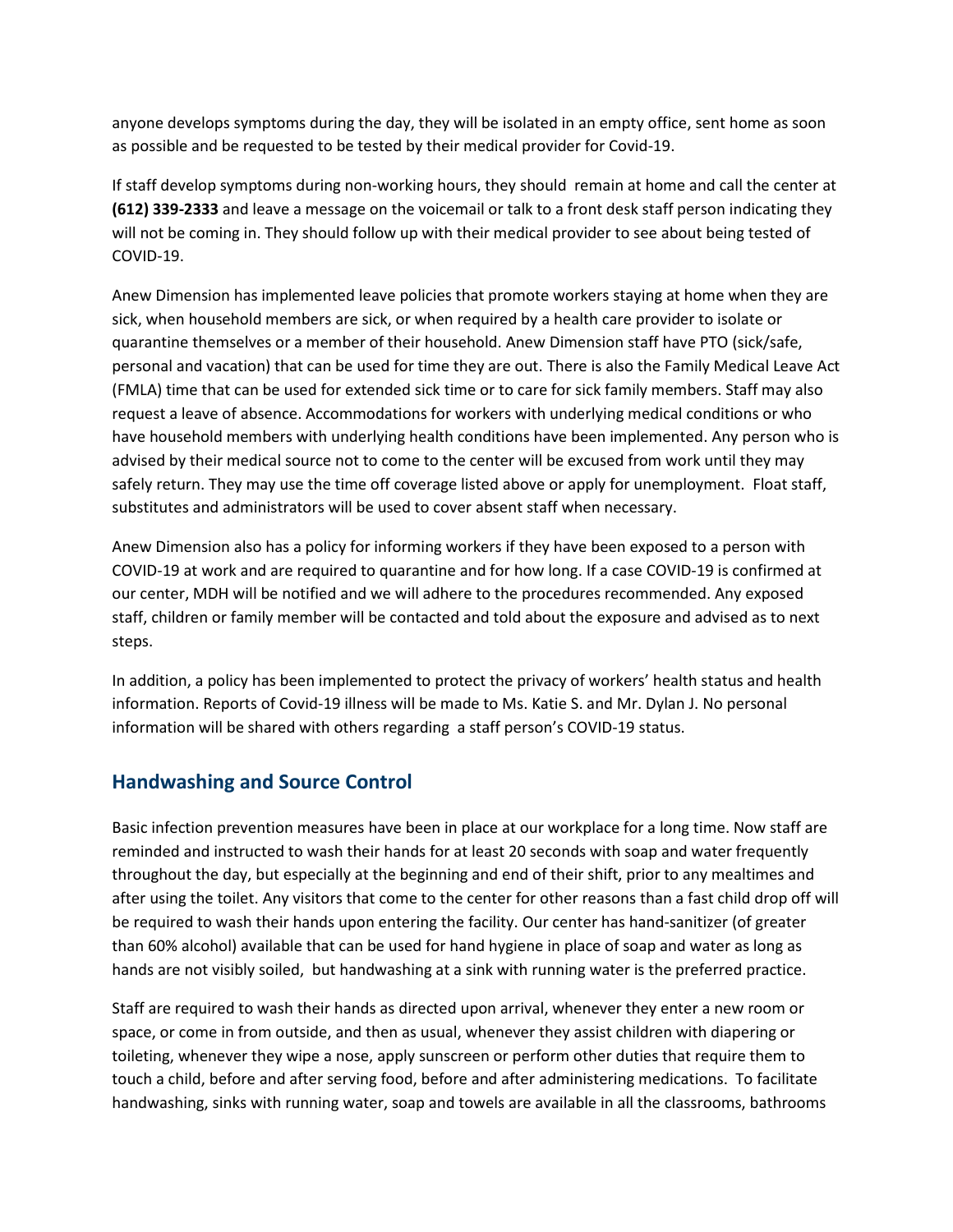anyone develops symptoms during the day, they will be isolated in an empty office, sent home as soon as possible and be requested to be tested by their medical provider for Covid-19.

If staff develop symptoms during non-working hours, they should remain at home and call the center at **(612) 339-2333** and leave a message on the voicemail or talk to a front desk staff person indicating they will not be coming in. They should follow up with their medical provider to see about being tested of COVID-19.

Anew Dimension has implemented leave policies that promote workers staying at home when they are sick, when household members are sick, or when required by a health care provider to isolate or quarantine themselves or a member of their household. Anew Dimension staff have PTO (sick/safe, personal and vacation) that can be used for time they are out. There is also the Family Medical Leave Act (FMLA) time that can be used for extended sick time or to care for sick family members. Staff may also request a leave of absence. Accommodations for workers with underlying medical conditions or who have household members with underlying health conditions have been implemented. Any person who is advised by their medical source not to come to the center will be excused from work until they may safely return. They may use the time off coverage listed above or apply for unemployment. Float staff, substitutes and administrators will be used to cover absent staff when necessary.

Anew Dimension also has a policy for informing workers if they have been exposed to a person with COVID-19 at work and are required to quarantine and for how long. If a case COVID-19 is confirmed at our center, MDH will be notified and we will adhere to the procedures recommended. Any exposed staff, children or family member will be contacted and told about the exposure and advised as to next steps.

In addition, a policy has been implemented to protect the privacy of workers' health status and health information. Reports of Covid-19 illness will be made to Ms. Katie S. and Mr. Dylan J. No personal information will be shared with others regarding a staff person's COVID-19 status.

## Handwashing and Source Control

Basic infection prevention measures have been in place at our workplace for a long time. Now staff are reminded and instructed to wash their hands for at least 20 seconds with soap and water frequently throughout the day, but especially at the beginning and end of their shift, prior to any mealtimes and after using the toilet. Any visitors that come to the center for other reasons than a fast child drop off will be required to wash their hands upon entering the facility. Our center has hand-sanitizer (of greater than 60% alcohol) available that can be used for hand hygiene in place of soap and water as long as hands are not visibly soiled, but handwashing at a sink with running water is the preferred practice.

Staff are required to wash their hands as directed upon arrival, whenever they enter a new room or space, or come in from outside, and then as usual, whenever they assist children with diapering or toileting, whenever they wipe a nose, apply sunscreen or perform other duties that require them to touch a child, before and after serving food, before and after administering medications. To facilitate handwashing, sinks with running water, soap and towels are available in all the classrooms, bathrooms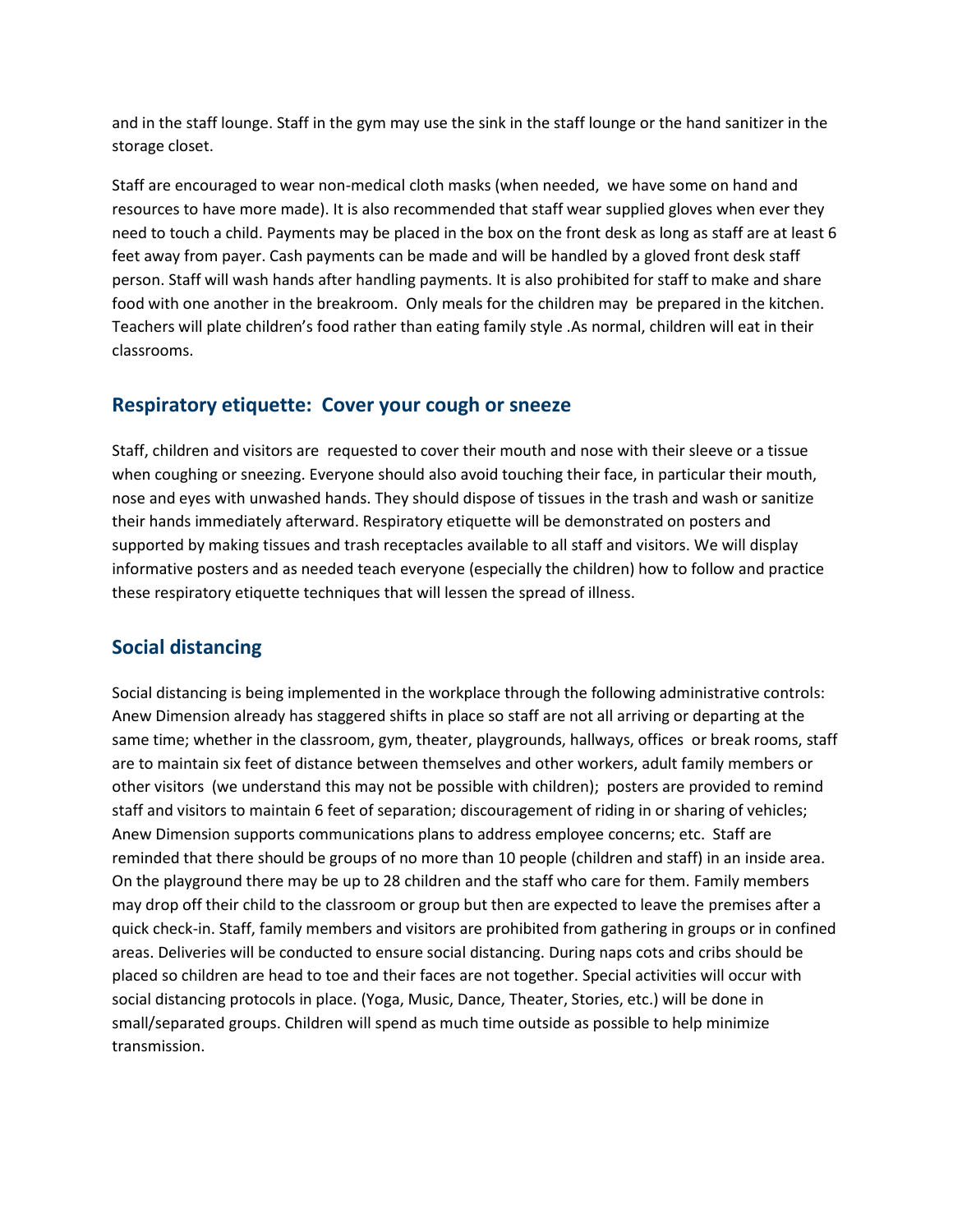and in the staff lounge. Staff in the gym may use the sink in the staff lounge or the hand sanitizer in the storage closet.

Staff are encouraged to wear non-medical cloth masks (when needed, we have some on hand and resources to have more made). It is also recommended that staff wear supplied gloves when ever they need to touch a child. Payments may be placed in the box on the front desk as long as staff are at least 6 feet away from payer. Cash payments can be made and will be handled by a gloved front desk staff person. Staff will wash hands after handling payments. It is also prohibited for staff to make and share food with one another in the breakroom. Only meals for the children may be prepared in the kitchen. Teachers will plate children's food rather than eating family style .As normal, children will eat in their classrooms.

## Respiratory etiquette: Cover your cough or sneeze

Staff, children and visitors are requested to cover their mouth and nose with their sleeve or a tissue when coughing or sneezing. Everyone should also avoid touching their face, in particular their mouth, nose and eyes with unwashed hands. They should dispose of tissues in the trash and wash or sanitize their hands immediately afterward. Respiratory etiquette will be demonstrated on posters and supported by making tissues and trash receptacles available to all staff and visitors. We will display informative posters and as needed teach everyone (especially the children) how to follow and practice these respiratory etiquette techniques that will lessen the spread of illness.

## Social distancing

Social distancing is being implemented in the workplace through the following administrative controls: Anew Dimension already has staggered shifts in place so staff are not all arriving or departing at the same time; whether in the classroom, gym, theater, playgrounds, hallways, offices or break rooms, staff are to maintain six feet of distance between themselves and other workers, adult family members or other visitors (we understand this may not be possible with children); posters are provided to remind staff and visitors to maintain 6 feet of separation; discouragement of riding in or sharing of vehicles; Anew Dimension supports communications plans to address employee concerns; etc. Staff are reminded that there should be groups of no more than 10 people (children and staff) in an inside area. On the playground there may be up to 28 children and the staff who care for them. Family members may drop off their child to the classroom or group but then are expected to leave the premises after a quick check-in. Staff, family members and visitors are prohibited from gathering in groups or in confined areas. Deliveries will be conducted to ensure social distancing. During naps cots and cribs should be placed so children are head to toe and their faces are not together. Special activities will occur with social distancing protocols in place. (Yoga, Music, Dance, Theater, Stories, etc.) will be done in small/separated groups. Children will spend as much time outside as possible to help minimize transmission.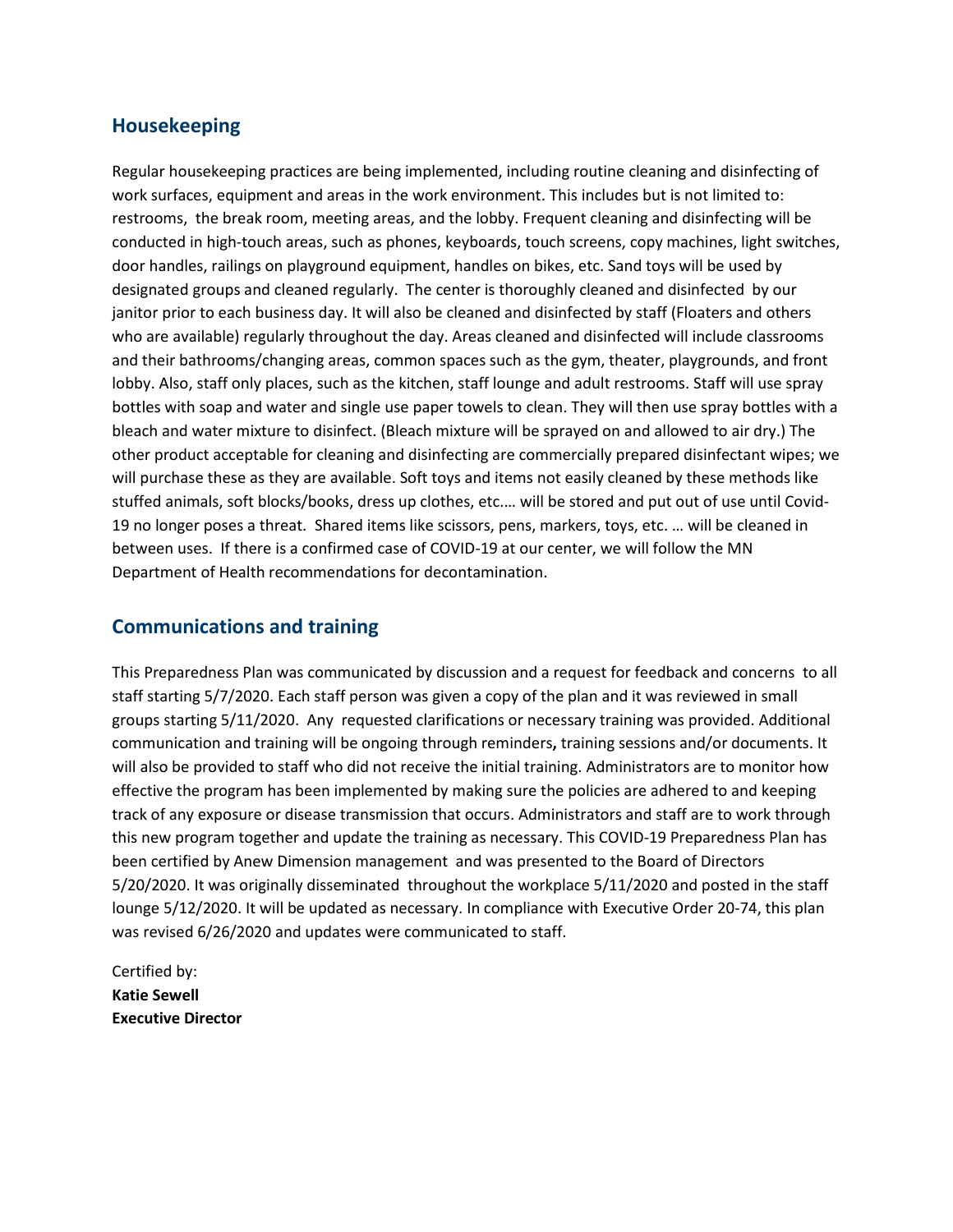## Housekeeping

Regular housekeeping practices are being implemented, including routine cleaning and disinfecting of work surfaces, equipment and areas in the work environment. This includes but is not limited to: restrooms, the break room, meeting areas, and the lobby. Frequent cleaning and disinfecting will be conducted in high-touch areas, such as phones, keyboards, touch screens, copy machines, light switches, door handles, railings on playground equipment, handles on bikes, etc. Sand toys will be used by designated groups and cleaned regularly. The center is thoroughly cleaned and disinfected by our janitor prior to each business day. It will also be cleaned and disinfected by staff (Floaters and others who are available) regularly throughout the day. Areas cleaned and disinfected will include classrooms and their bathrooms/changing areas, common spaces such as the gym, theater, playgrounds, and front lobby. Also, staff only places, such as the kitchen, staff lounge and adult restrooms. Staff will use spray bottles with soap and water and single use paper towels to clean. They will then use spray bottles with a bleach and water mixture to disinfect. (Bleach mixture will be sprayed on and allowed to air dry.) The other product acceptable for cleaning and disinfecting are commercially prepared disinfectant wipes; we will purchase these as they are available. Soft toys and items not easily cleaned by these methods like stuffed animals, soft blocks/books, dress up clothes, etc.… will be stored and put out of use until Covid-19 no longer poses a threat. Shared items like scissors, pens, markers, toys, etc. … will be cleaned in between uses. If there is a confirmed case of COVID-19 at our center, we will follow the MN Department of Health recommendations for decontamination.

## Communications and training

This Preparedness Plan was communicated by discussion and a request for feedback and concerns to all staff starting 5/7/2020. Each staff person was given a copy of the plan and it was reviewed in small groups starting 5/11/2020. Any requested clarifications or necessary training was provided. Additional communication and training will be ongoing through reminders**,** training sessions and/or documents. It will also be provided to staff who did not receive the initial training. Administrators are to monitor how effective the program has been implemented by making sure the policies are adhered to and keeping track of any exposure or disease transmission that occurs. Administrators and staff are to work through this new program together and update the training as necessary. This COVID-19 Preparedness Plan has been certified by Anew Dimension management and was presented to the Board of Directors 5/20/2020. It was originally disseminated throughout the workplace 5/11/2020 and posted in the staff lounge 5/12/2020. It will be updated as necessary. In compliance with Executive Order 20-74, this plan was revised 6/26/2020 and updates were communicated to staff.

Certified by:
**Katie Sewell**
**Executive Director**